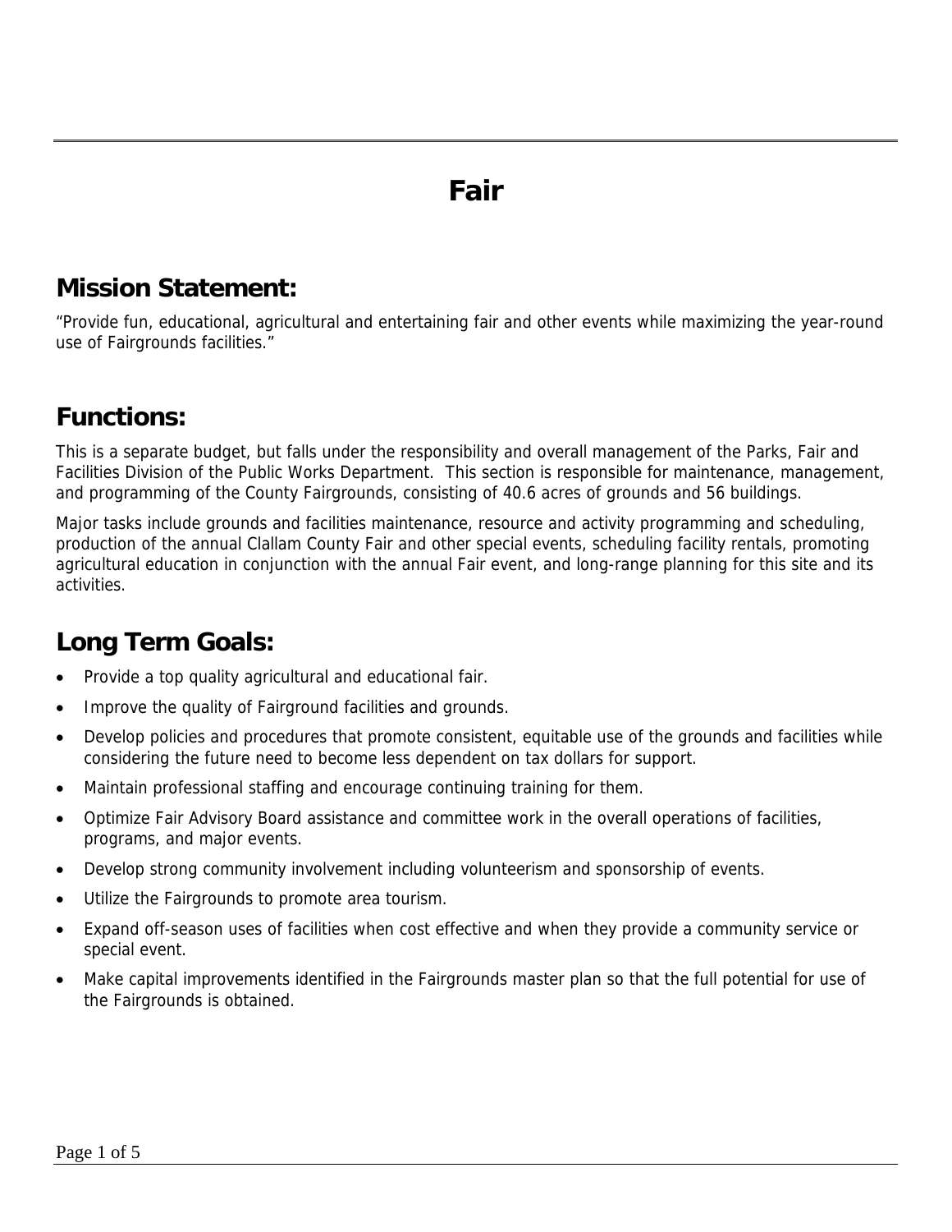# Fair

## Mission Statement:

"Provide fun, educational, agricultural and entertaining fair and other events while maximizing the year-round use of Fairgrounds facilities."

## Functions:

This is a separate budget, but falls under the responsibility and overall management of the Parks, Fair and Facilities Division of the Public Works Department. This section is responsible for maintenance, management, and programming of the County Fairgrounds, consisting of 40.6 acres of grounds and 56 buildings.

Major tasks include grounds and facilities maintenance, resource and activity programming and scheduling, production of the annual Clallam County Fair and other special events, scheduling facility rentals, promoting agricultural education in conjunction with the annual Fair event, and long-range planning for this site and its activities.

## Long Term Goals:

- Provide a top quality agricultural and educational fair.
- Improve the quality of Fairground facilities and grounds.
- Develop policies and procedures that promote consistent, equitable use of the grounds and facilities while considering the future need to become less dependent on tax dollars for support.
- Maintain professional staffing and encourage continuing training for them.
- Optimize Fair Advisory Board assistance and committee work in the overall operations of facilities, programs, and major events.
- Develop strong community involvement including volunteerism and sponsorship of events.
- Utilize the Fairgrounds to promote area tourism.
- Expand off-season uses of facilities when cost effective and when they provide a community service or special event.
- Make capital improvements identified in the Fairgrounds master plan so that the full potential for use of the Fairgrounds is obtained.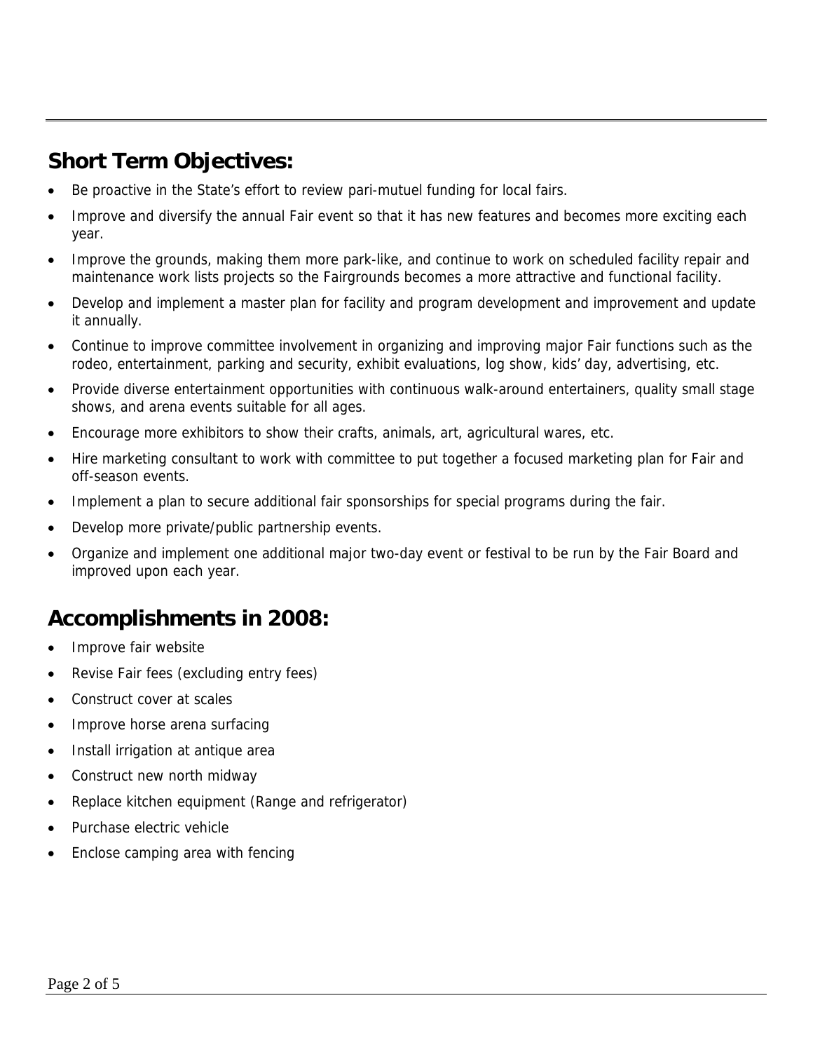## Short Term Objectives:

- Be proactive in the State's effort to review pari-mutuel funding for local fairs.
- Improve and diversify the annual Fair event so that it has new features and becomes more exciting each year.
- Improve the grounds, making them more park-like, and continue to work on scheduled facility repair and maintenance work lists projects so the Fairgrounds becomes a more attractive and functional facility.
- Develop and implement a master plan for facility and program development and improvement and update it annually.
- Continue to improve committee involvement in organizing and improving major Fair functions such as the rodeo, entertainment, parking and security, exhibit evaluations, log show, kids' day, advertising, etc.
- Provide diverse entertainment opportunities with continuous walk-around entertainers, quality small stage shows, and arena events suitable for all ages.
- Encourage more exhibitors to show their crafts, animals, art, agricultural wares, etc.
- Hire marketing consultant to work with committee to put together a focused marketing plan for Fair and off-season events.
- Implement a plan to secure additional fair sponsorships for special programs during the fair.
- Develop more private/public partnership events.
- Organize and implement one additional major two-day event or festival to be run by the Fair Board and improved upon each year.

## Accomplishments in 2008:

- Improve fair website
- Revise Fair fees (excluding entry fees)
- Construct cover at scales
- Improve horse arena surfacing
- Install irrigation at antique area
- Construct new north midway
- Replace kitchen equipment (Range and refrigerator)
- Purchase electric vehicle
- Enclose camping area with fencing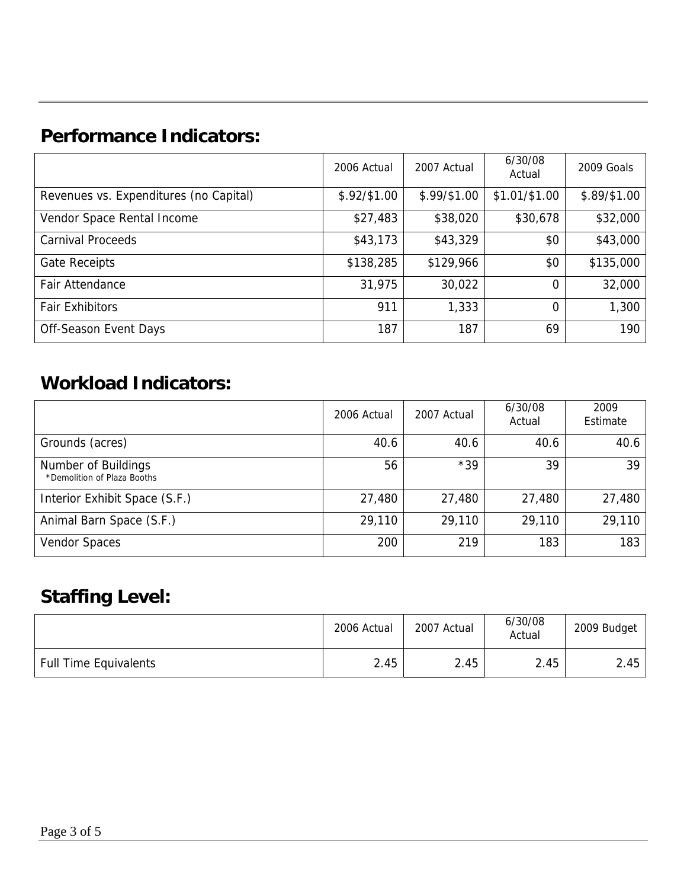## Performance Indicators:

| | 2006 Actual | 2007 Actual | 6/30/08 Actual | 2009 Goals |
|---|---|---|---|---|
| Revenues vs. Expenditures (no Capital) | $.92/$1.00 | $.99/$1.00 | $1.01/$1.00 | $.89/$1.00 |
| Vendor Space Rental Income | $27,483 | $38,020 | $30,678 | $32,000 |
| Carnival Proceeds | $43,173 | $43,329 | $0 | $43,000 |
| Gate Receipts | $138,285 | $129,966 | $0 | $135,000 |
| Fair Attendance | 31,975 | 30,022 | 0 | 32,000 |
| Fair Exhibitors | 911 | 1,333 | 0 | 1,300 |
| Off-Season Event Days | 187 | 187 | 69 | 190 |

## Workload Indicators:

| | 2006 Actual | 2007 Actual | 6/30/08 Actual | 2009 Estimate |
|---|---|---|---|---|
| Grounds (acres) | 40.6 | 40.6 | 40.6 | 40.6 |
| Number of Buildings<br>*Demolition of Plaza Booths | 56 | *39 | 39 | 39 |
| Interior Exhibit Space (S.F.) | 27,480 | 27,480 | 27,480 | 27,480 |
| Animal Barn Space (S.F.) | 29,110 | 29,110 | 29,110 | 29,110 |
| Vendor Spaces | 200 | 219 | 183 | 183 |

## Staffing Level:

| | 2006 Actual | 2007 Actual | 6/30/08 Actual | 2009 Budget |
|---|---|---|---|---|
| Full Time Equivalents | 2.45 | 2.45 | 2.45 | 2.45 |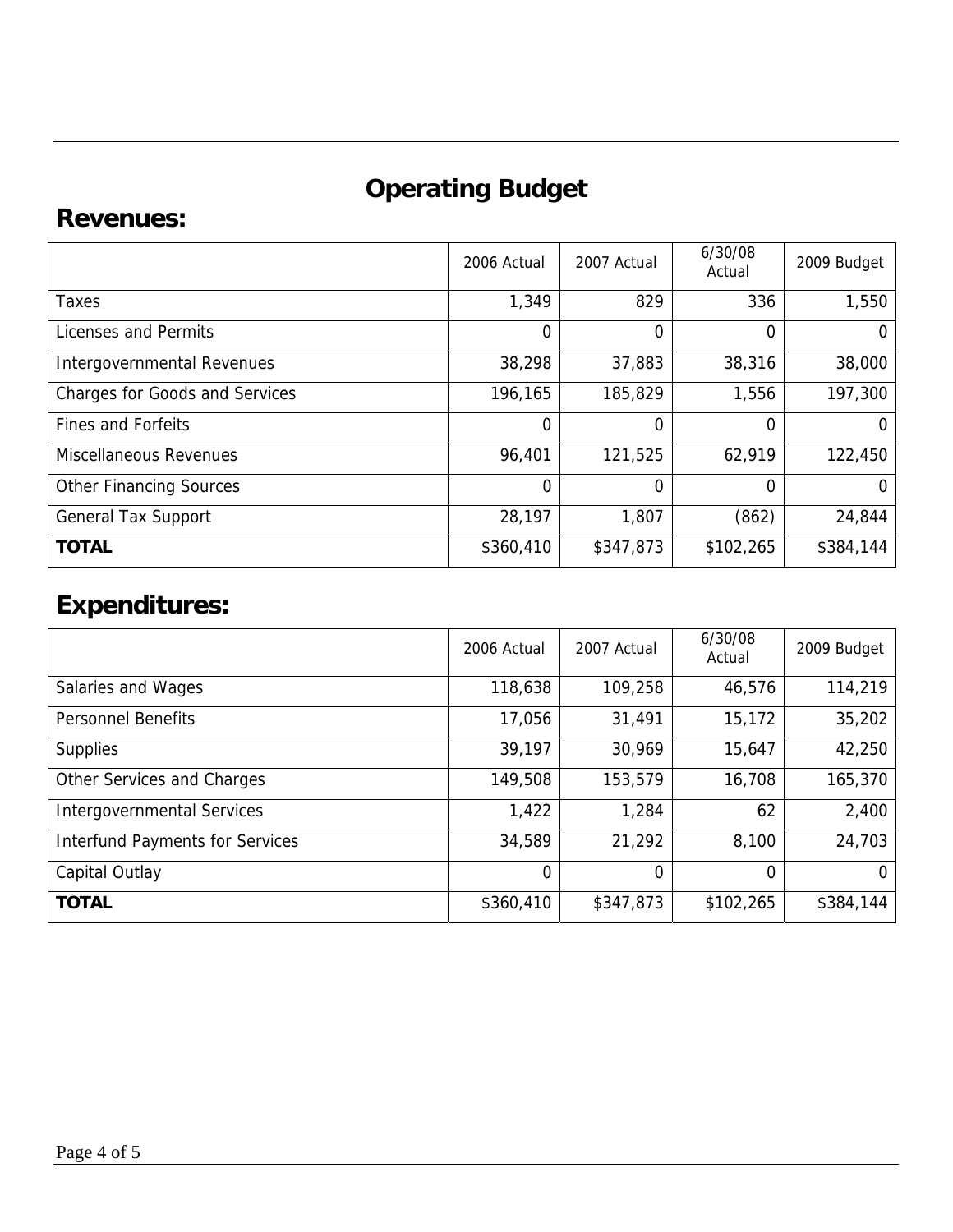# Operating Budget

## Revenues:

| | 2006 Actual | 2007 Actual | 6/30/08 Actual | 2009 Budget |
|---|---|---|---|---|
| Taxes | 1,349 | 829 | 336 | 1,550 |
| Licenses and Permits | 0 | 0 | 0 | 0 |
| Intergovernmental Revenues | 38,298 | 37,883 | 38,316 | 38,000 |
| Charges for Goods and Services | 196,165 | 185,829 | 1,556 | 197,300 |
| Fines and Forfeits | 0 | 0 | 0 | 0 |
| Miscellaneous Revenues | 96,401 | 121,525 | 62,919 | 122,450 |
| Other Financing Sources | 0 | 0 | 0 | 0 |
| General Tax Support | 28,197 | 1,807 | (862) | 24,844 |
| **TOTAL** | $360,410 | $347,873 | $102,265 | $384,144 |

## Expenditures:

| | 2006 Actual | 2007 Actual | 6/30/08 Actual | 2009 Budget |
|---|---|---|---|---|
| Salaries and Wages | 118,638 | 109,258 | 46,576 | 114,219 |
| Personnel Benefits | 17,056 | 31,491 | 15,172 | 35,202 |
| Supplies | 39,197 | 30,969 | 15,647 | 42,250 |
| Other Services and Charges | 149,508 | 153,579 | 16,708 | 165,370 |
| Intergovernmental Services | 1,422 | 1,284 | 62 | 2,400 |
| Interfund Payments for Services | 34,589 | 21,292 | 8,100 | 24,703 |
| Capital Outlay | 0 | 0 | 0 | 0 |
| **TOTAL** | $360,410 | $347,873 | $102,265 | $384,144 |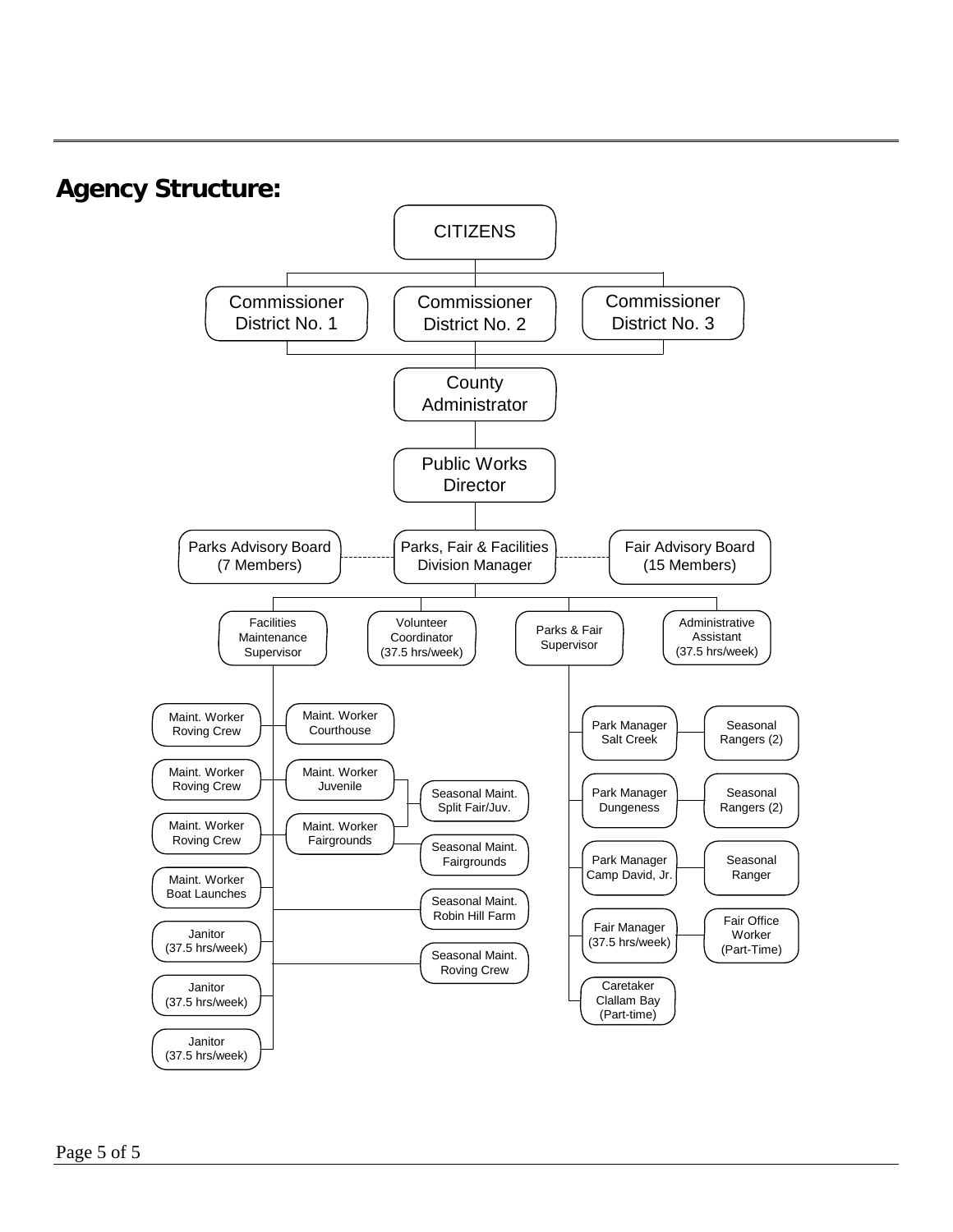## Agency Structure:

CITIZENS

Commissioner District No. 1

Commissioner District No. 2

Commissioner District No. 3

County Administrator

Public Works Director

Parks Advisory Board (7 Members)

Parks, Fair & Facilities Division Manager

Fair Advisory Board (15 Members)

Facilities Maintenance Supervisor

Volunteer Coordinator (37.5 hrs/week)

Parks & Fair Supervisor

Administrative Assistant (37.5 hrs/week)

Maint. Worker Roving Crew

Maint. Worker Courthouse

Maint. Worker Roving Crew

Maint. Worker Juvenile

Seasonal Maint. Split Fair/Juv.

Maint. Worker Roving Crew

Maint. Worker Fairgrounds

Seasonal Maint. Fairgrounds

Maint. Worker Boat Launches

Seasonal Maint. Robin Hill Farm

Janitor (37.5 hrs/week)

Seasonal Maint. Roving Crew

Janitor (37.5 hrs/week)

Janitor (37.5 hrs/week)

Park Manager Salt Creek

Seasonal Rangers (2)

Park Manager Dungeness

Seasonal Rangers (2)

Park Manager Camp David, Jr.

Seasonal Ranger

Fair Manager (37.5 hrs/week)

Fair Office Worker (Part-Time)

Caretaker Clallam Bay (Part-time)